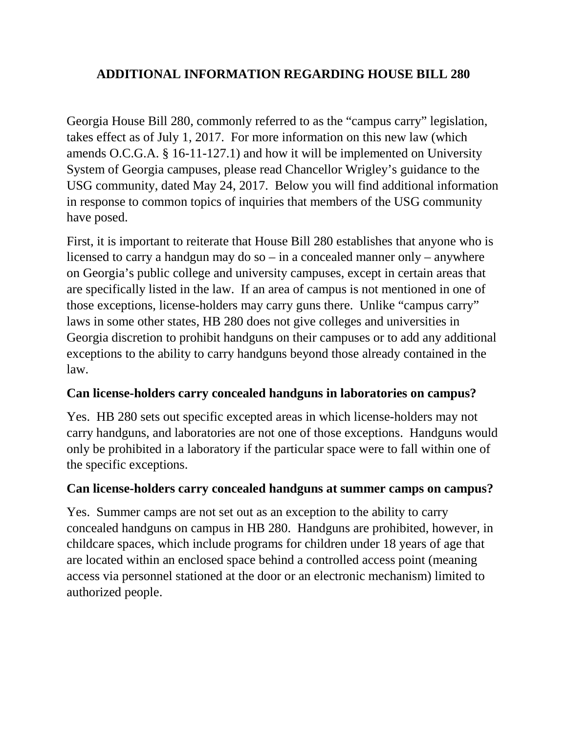# ADDITIONAL INFORMATION REGARDING HOUSE BILL 280

Georgia House Bill 280, commonly referred to as the "campus carry" legislation, takes effect as of July 1, 2017. For more information on this new law (which amends O.C.G.A. § 16-11-127.1) and how it will be implemented on University System of Georgia campuses, please read Chancellor Wrigley's guidance to the USG community, dated May 24, 2017. Below you will find additional information in response to common topics of inquiries that members of the USG community have posed.

First, it is important to reiterate that House Bill 280 establishes that anyone who is licensed to carry a handgun may do so – in a concealed manner only – anywhere on Georgia's public college and university campuses, except in certain areas that are specifically listed in the law. If an area of campus is not mentioned in one of those exceptions, license-holders may carry guns there. Unlike "campus carry" laws in some other states, HB 280 does not give colleges and universities in Georgia discretion to prohibit handguns on their campuses or to add any additional exceptions to the ability to carry handguns beyond those already contained in the law.

### Can license-holders carry concealed handguns in laboratories on campus?

Yes. HB 280 sets out specific excepted areas in which license-holders may not carry handguns, and laboratories are not one of those exceptions. Handguns would only be prohibited in a laboratory if the particular space were to fall within one of the specific exceptions.

### Can license-holders carry concealed handguns at summer camps on campus?

Yes. Summer camps are not set out as an exception to the ability to carry concealed handguns on campus in HB 280. Handguns are prohibited, however, in childcare spaces, which include programs for children under 18 years of age that are located within an enclosed space behind a controlled access point (meaning access via personnel stationed at the door or an electronic mechanism) limited to authorized people.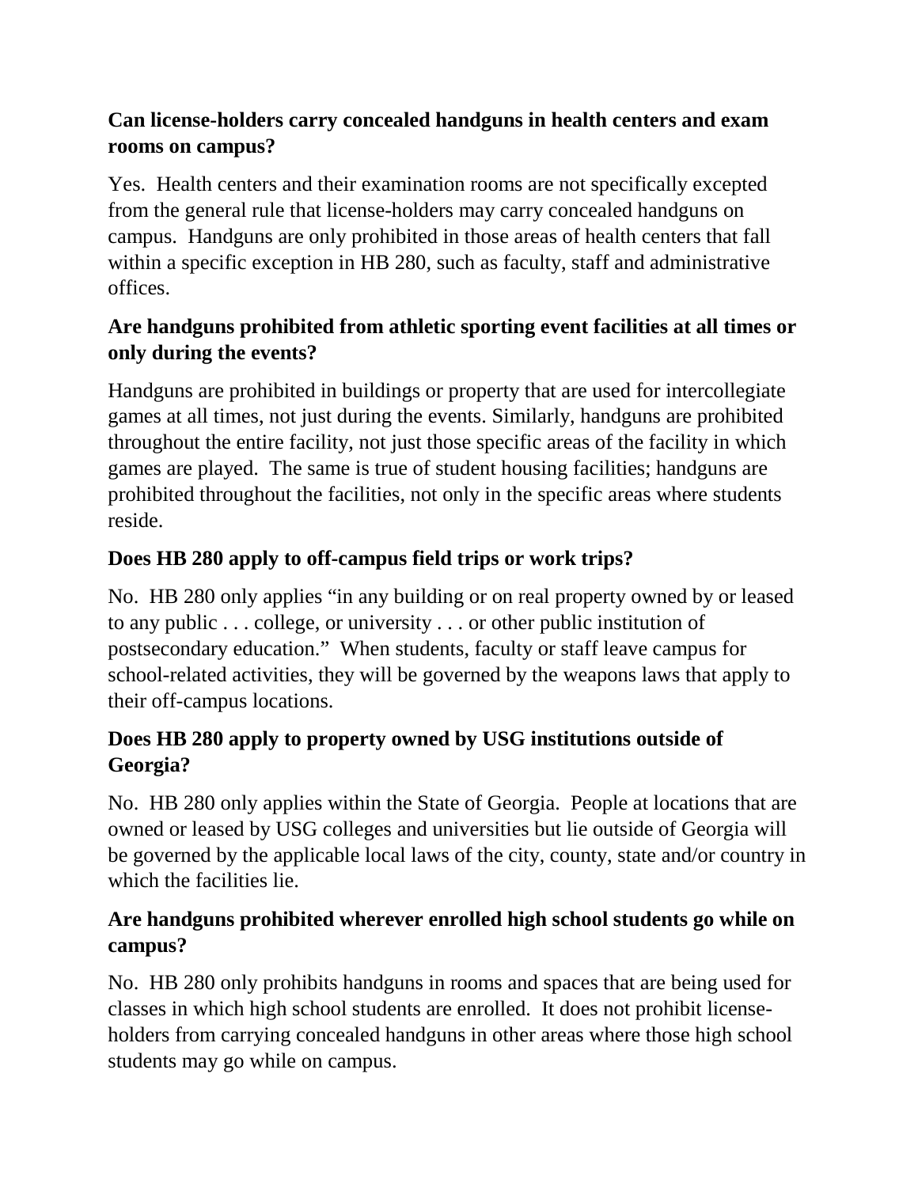**Can license-holders carry concealed handguns in health centers and exam rooms on campus?**

Yes. Health centers and their examination rooms are not specifically excepted from the general rule that license-holders may carry concealed handguns on campus. Handguns are only prohibited in those areas of health centers that fall within a specific exception in HB 280, such as faculty, staff and administrative offices.

**Are handguns prohibited from athletic sporting event facilities at all times or only during the events?**

Handguns are prohibited in buildings or property that are used for intercollegiate games at all times, not just during the events. Similarly, handguns are prohibited throughout the entire facility, not just those specific areas of the facility in which games are played. The same is true of student housing facilities; handguns are prohibited throughout the facilities, not only in the specific areas where students reside.

**Does HB 280 apply to off-campus field trips or work trips?**

No. HB 280 only applies "in any building or on real property owned by or leased to any public . . . college, or university . . . or other public institution of postsecondary education." When students, faculty or staff leave campus for school-related activities, they will be governed by the weapons laws that apply to their off-campus locations.

**Does HB 280 apply to property owned by USG institutions outside of Georgia?**

No. HB 280 only applies within the State of Georgia. People at locations that are owned or leased by USG colleges and universities but lie outside of Georgia will be governed by the applicable local laws of the city, county, state and/or country in which the facilities lie.

**Are handguns prohibited wherever enrolled high school students go while on campus?**

No. HB 280 only prohibits handguns in rooms and spaces that are being used for classes in which high school students are enrolled. It does not prohibit license-holders from carrying concealed handguns in other areas where those high school students may go while on campus.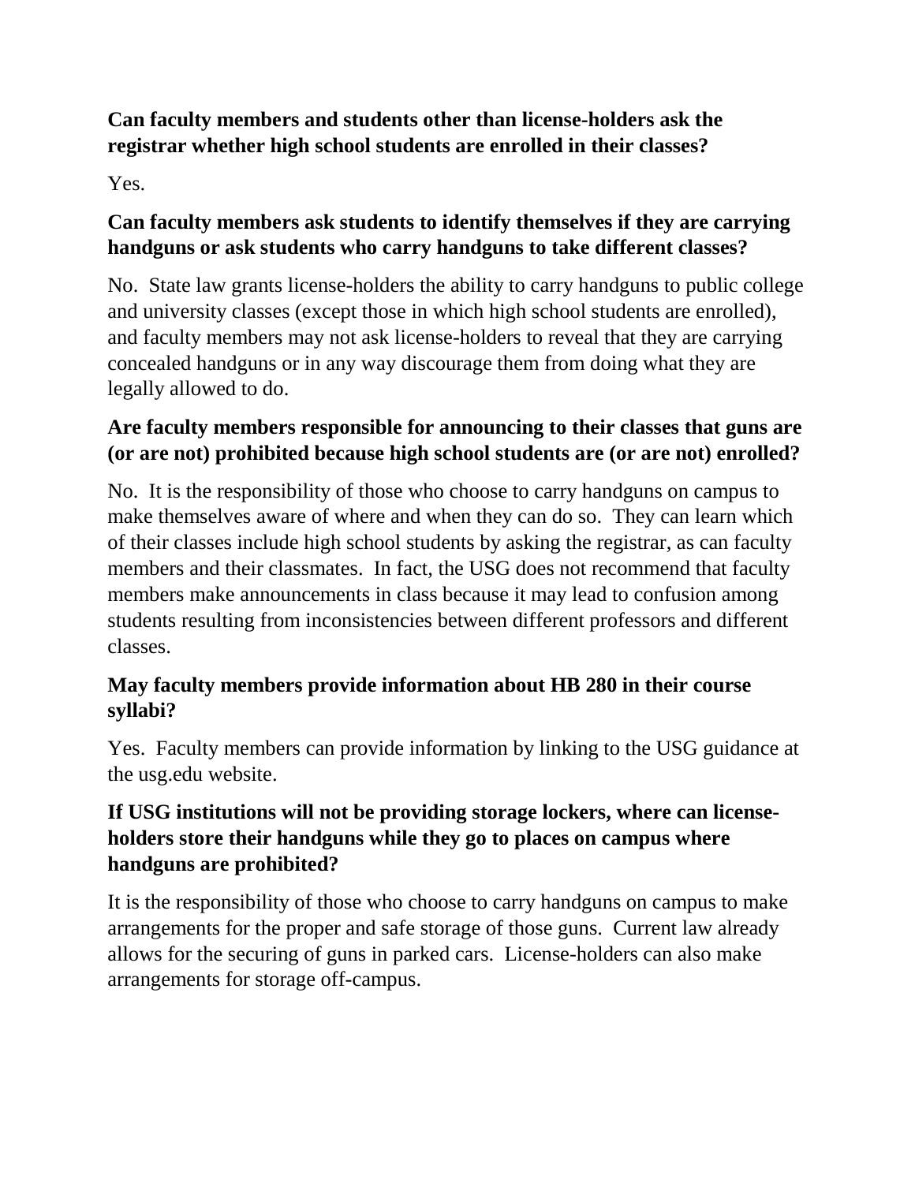**Can faculty members and students other than license-holders ask the registrar whether high school students are enrolled in their classes?**

Yes.

**Can faculty members ask students to identify themselves if they are carrying handguns or ask students who carry handguns to take different classes?**

No. State law grants license-holders the ability to carry handguns to public college and university classes (except those in which high school students are enrolled), and faculty members may not ask license-holders to reveal that they are carrying concealed handguns or in any way discourage them from doing what they are legally allowed to do.

**Are faculty members responsible for announcing to their classes that guns are (or are not) prohibited because high school students are (or are not) enrolled?**

No. It is the responsibility of those who choose to carry handguns on campus to make themselves aware of where and when they can do so. They can learn which of their classes include high school students by asking the registrar, as can faculty members and their classmates. In fact, the USG does not recommend that faculty members make announcements in class because it may lead to confusion among students resulting from inconsistencies between different professors and different classes.

**May faculty members provide information about HB 280 in their course syllabi?**

Yes. Faculty members can provide information by linking to the USG guidance at the usg.edu website.

**If USG institutions will not be providing storage lockers, where can license-holders store their handguns while they go to places on campus where handguns are prohibited?**

It is the responsibility of those who choose to carry handguns on campus to make arrangements for the proper and safe storage of those guns. Current law already allows for the securing of guns in parked cars. License-holders can also make arrangements for storage off-campus.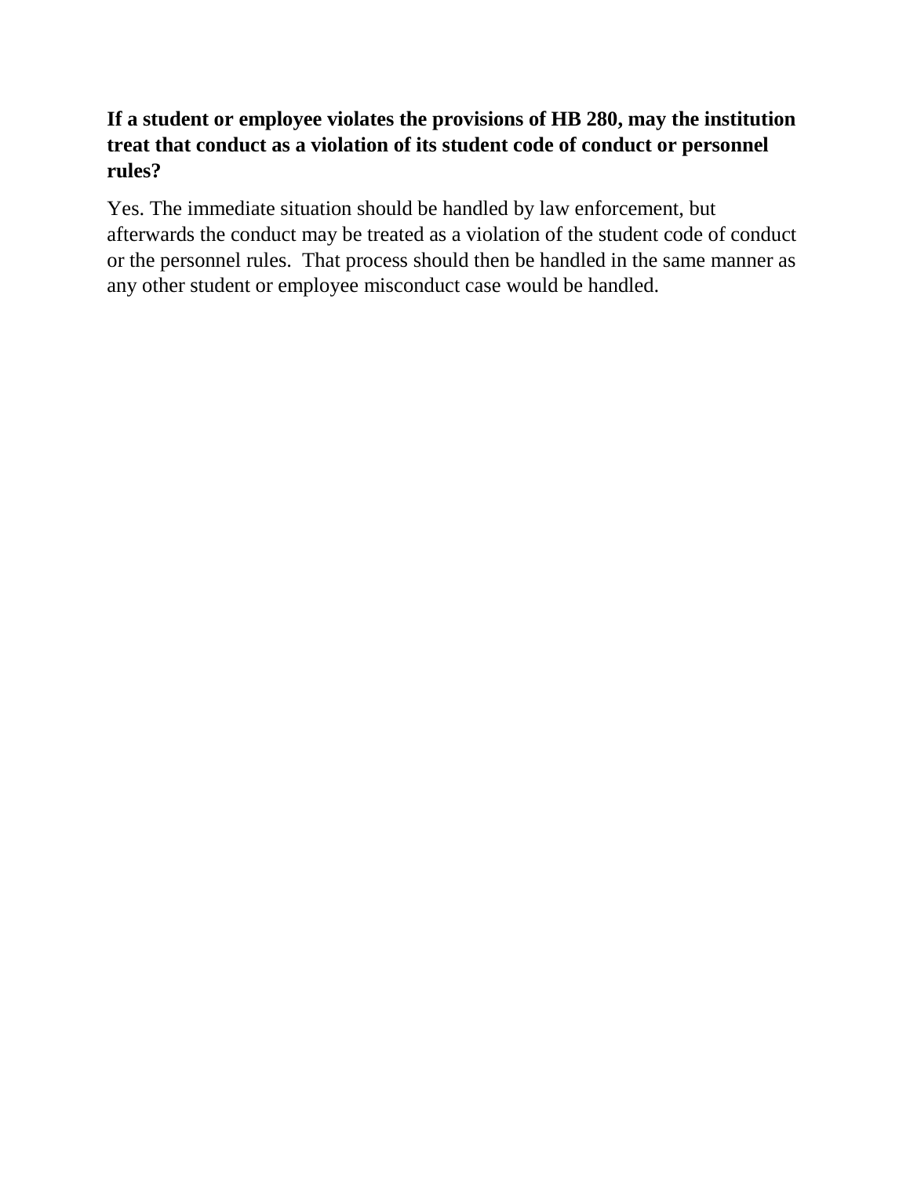**If a student or employee violates the provisions of HB 280, may the institution treat that conduct as a violation of its student code of conduct or personnel rules?**

Yes. The immediate situation should be handled by law enforcement, but afterwards the conduct may be treated as a violation of the student code of conduct or the personnel rules. That process should then be handled in the same manner as any other student or employee misconduct case would be handled.